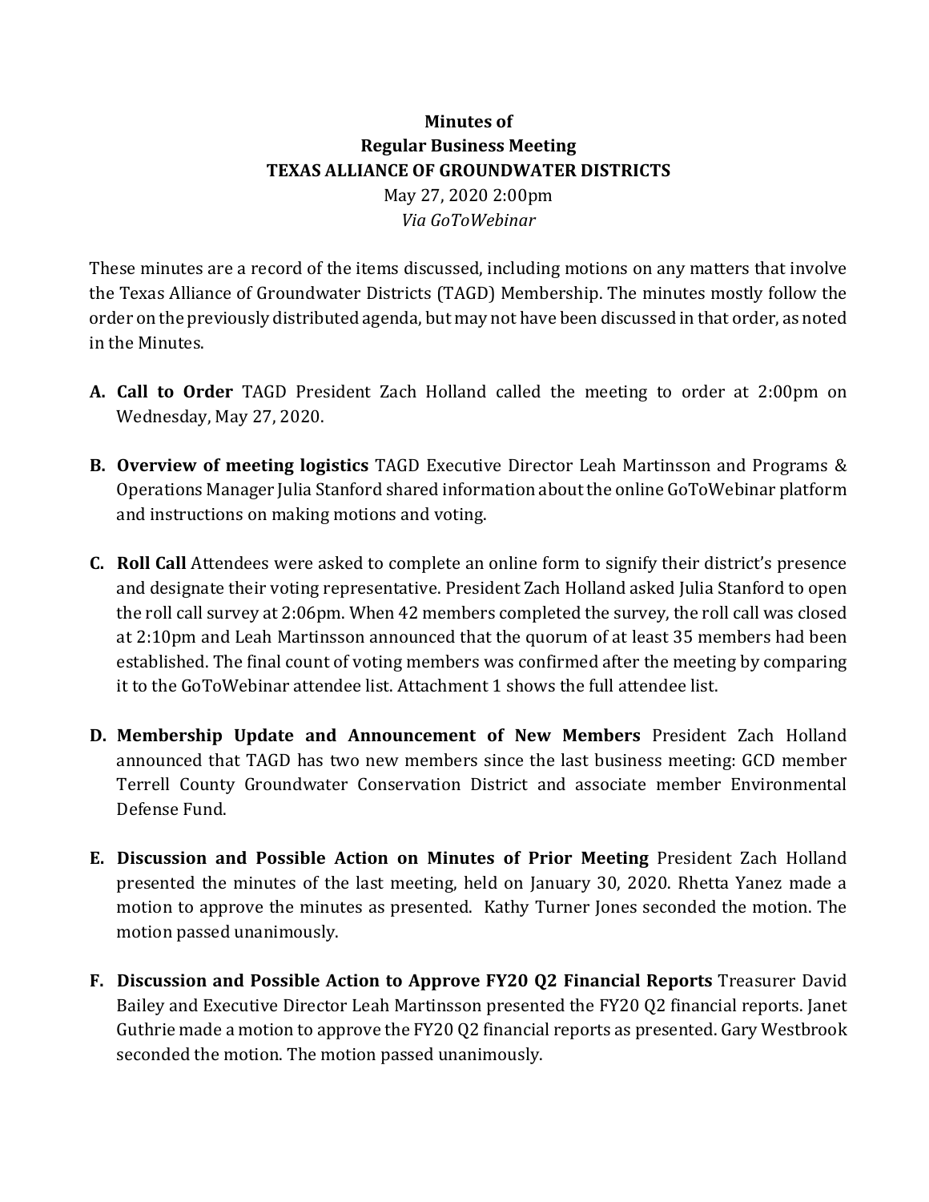**Minutes of**
**Regular Business Meeting**
**TEXAS ALLIANCE OF GROUNDWATER DISTRICTS**
May 27, 2020 2:00pm
*Via GoToWebinar*

These minutes are a record of the items discussed, including motions on any matters that involve the Texas Alliance of Groundwater Districts (TAGD) Membership. The minutes mostly follow the order on the previously distributed agenda, but may not have been discussed in that order, as noted in the Minutes.

**A. Call to Order** TAGD President Zach Holland called the meeting to order at 2:00pm on Wednesday, May 27, 2020.

**B. Overview of meeting logistics** TAGD Executive Director Leah Martinsson and Programs & Operations Manager Julia Stanford shared information about the online GoToWebinar platform and instructions on making motions and voting.

**C. Roll Call** Attendees were asked to complete an online form to signify their district's presence and designate their voting representative. President Zach Holland asked Julia Stanford to open the roll call survey at 2:06pm. When 42 members completed the survey, the roll call was closed at 2:10pm and Leah Martinsson announced that the quorum of at least 35 members had been established. The final count of voting members was confirmed after the meeting by comparing it to the GoToWebinar attendee list. Attachment 1 shows the full attendee list.

**D. Membership Update and Announcement of New Members** President Zach Holland announced that TAGD has two new members since the last business meeting: GCD member Terrell County Groundwater Conservation District and associate member Environmental Defense Fund.

**E. Discussion and Possible Action on Minutes of Prior Meeting** President Zach Holland presented the minutes of the last meeting, held on January 30, 2020. Rhetta Yanez made a motion to approve the minutes as presented. Kathy Turner Jones seconded the motion. The motion passed unanimously.

**F. Discussion and Possible Action to Approve FY20 Q2 Financial Reports** Treasurer David Bailey and Executive Director Leah Martinsson presented the FY20 Q2 financial reports. Janet Guthrie made a motion to approve the FY20 Q2 financial reports as presented. Gary Westbrook seconded the motion. The motion passed unanimously.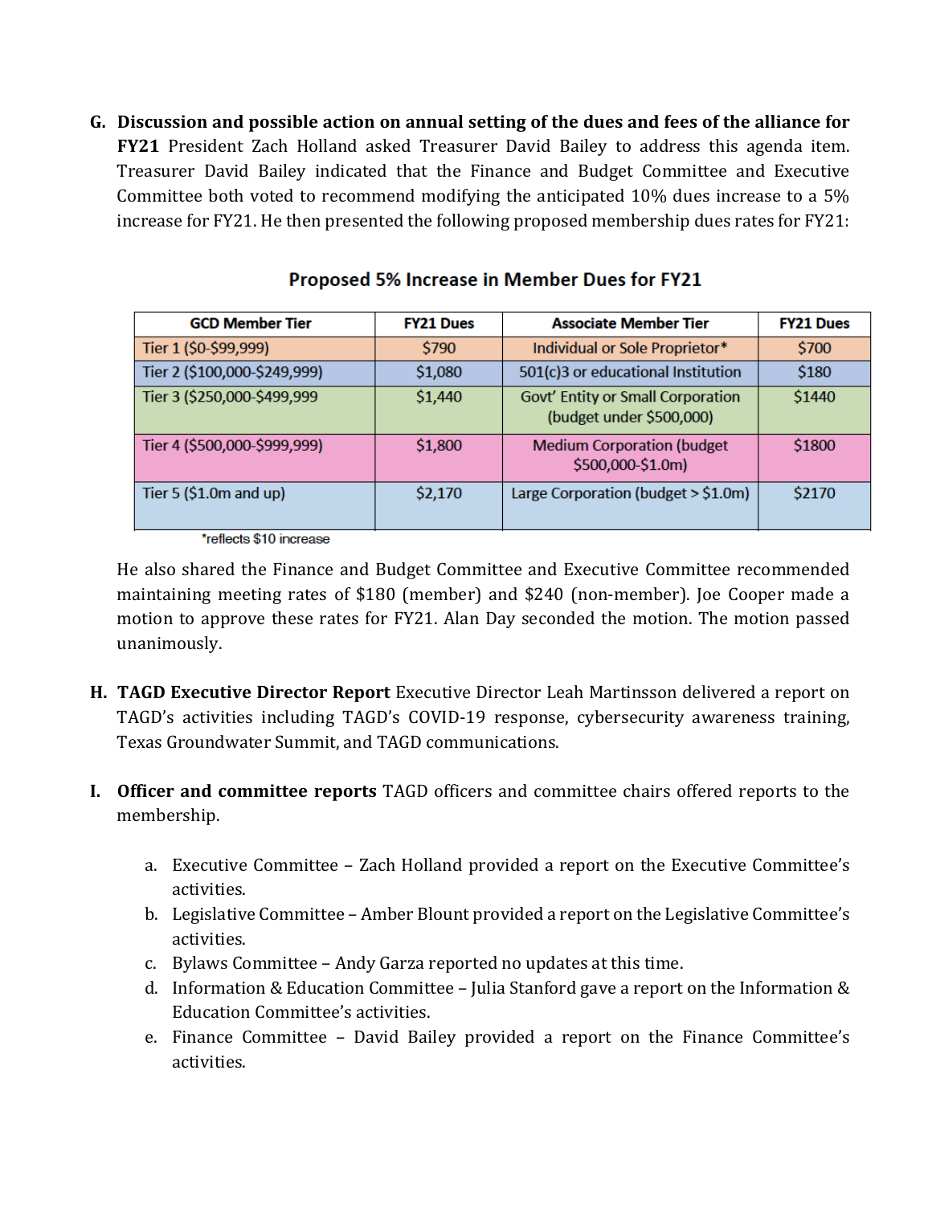**G. Discussion and possible action on annual setting of the dues and fees of the alliance for FY21** President Zach Holland asked Treasurer David Bailey to address this agenda item. Treasurer David Bailey indicated that the Finance and Budget Committee and Executive Committee both voted to recommend modifying the anticipated 10% dues increase to a 5% increase for FY21. He then presented the following proposed membership dues rates for FY21:

**Proposed 5% Increase in Member Dues for FY21**

| GCD Member Tier | FY21 Dues | Associate Member Tier | FY21 Dues |
|---|---|---|---|
| Tier 1 ($0-$99,999) | $790 | Individual or Sole Proprietor* | $700 |
| Tier 2 ($100,000-$249,999) | $1,080 | 501(c)3 or educational Institution | $180 |
| Tier 3 ($250,000-$499,999 | $1,440 | Govt' Entity or Small Corporation (budget under $500,000) | $1440 |
| Tier 4 ($500,000-$999,999) | $1,800 | Medium Corporation (budget $500,000-$1.0m) | $1800 |
| Tier 5 ($1.0m and up) | $2,170 | Large Corporation (budget > $1.0m) | $2170 |

*reflects $10 increase

He also shared the Finance and Budget Committee and Executive Committee recommended maintaining meeting rates of $180 (member) and $240 (non-member). Joe Cooper made a motion to approve these rates for FY21. Alan Day seconded the motion. The motion passed unanimously.

**H. TAGD Executive Director Report** Executive Director Leah Martinsson delivered a report on TAGD's activities including TAGD's COVID-19 response, cybersecurity awareness training, Texas Groundwater Summit, and TAGD communications.

**I. Officer and committee reports** TAGD officers and committee chairs offered reports to the membership.

a. Executive Committee – Zach Holland provided a report on the Executive Committee's activities.
b. Legislative Committee – Amber Blount provided a report on the Legislative Committee's activities.
c. Bylaws Committee – Andy Garza reported no updates at this time.
d. Information & Education Committee – Julia Stanford gave a report on the Information & Education Committee's activities.
e. Finance Committee – David Bailey provided a report on the Finance Committee's activities.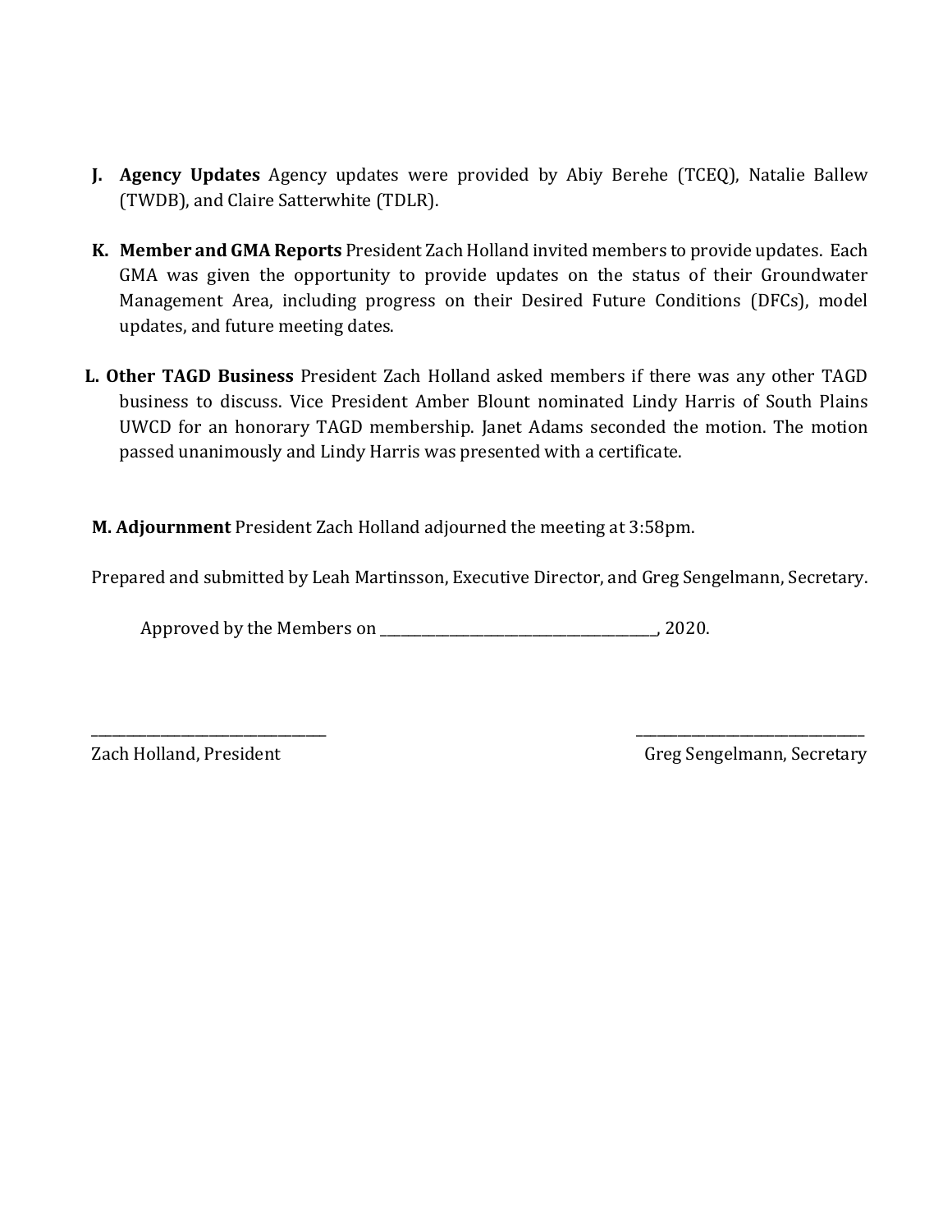**J. Agency Updates** Agency updates were provided by Abiy Berehe (TCEQ), Natalie Ballew (TWDB), and Claire Satterwhite (TDLR).

**K. Member and GMA Reports** President Zach Holland invited members to provide updates. Each GMA was given the opportunity to provide updates on the status of their Groundwater Management Area, including progress on their Desired Future Conditions (DFCs), model updates, and future meeting dates.

**L. Other TAGD Business** President Zach Holland asked members if there was any other TAGD business to discuss. Vice President Amber Blount nominated Lindy Harris of South Plains UWCD for an honorary TAGD membership. Janet Adams seconded the motion. The motion passed unanimously and Lindy Harris was presented with a certificate.

**M. Adjournment** President Zach Holland adjourned the meeting at 3:58pm.

Prepared and submitted by Leah Martinsson, Executive Director, and Greg Sengelmann, Secretary.

Approved by the Members on ________________________________________, 2020.

_________________________________
Zach Holland, President

_________________________________
Greg Sengelmann, Secretary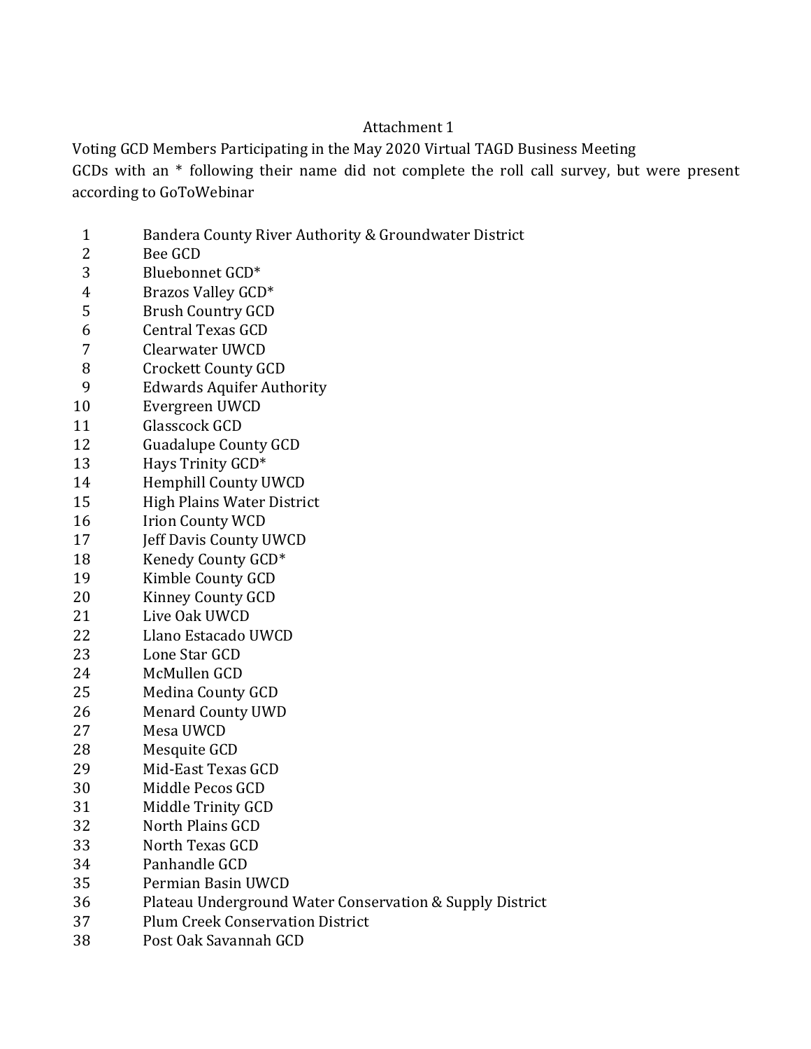Attachment 1

Voting GCD Members Participating in the May 2020 Virtual TAGD Business Meeting

GCDs with an * following their name did not complete the roll call survey, but were present according to GoToWebinar

| | |
|---|---|
| 1 | Bandera County River Authority & Groundwater District |
| 2 | Bee GCD |
| 3 | Bluebonnet GCD* |
| 4 | Brazos Valley GCD* |
| 5 | Brush Country GCD |
| 6 | Central Texas GCD |
| 7 | Clearwater UWCD |
| 8 | Crockett County GCD |
| 9 | Edwards Aquifer Authority |
| 10 | Evergreen UWCD |
| 11 | Glasscock GCD |
| 12 | Guadalupe County GCD |
| 13 | Hays Trinity GCD* |
| 14 | Hemphill County UWCD |
| 15 | High Plains Water District |
| 16 | Irion County WCD |
| 17 | Jeff Davis County UWCD |
| 18 | Kenedy County GCD* |
| 19 | Kimble County GCD |
| 20 | Kinney County GCD |
| 21 | Live Oak UWCD |
| 22 | Llano Estacado UWCD |
| 23 | Lone Star GCD |
| 24 | McMullen GCD |
| 25 | Medina County GCD |
| 26 | Menard County UWD |
| 27 | Mesa UWCD |
| 28 | Mesquite GCD |
| 29 | Mid-East Texas GCD |
| 30 | Middle Pecos GCD |
| 31 | Middle Trinity GCD |
| 32 | North Plains GCD |
| 33 | North Texas GCD |
| 34 | Panhandle GCD |
| 35 | Permian Basin UWCD |
| 36 | Plateau Underground Water Conservation & Supply District |
| 37 | Plum Creek Conservation District |
| 38 | Post Oak Savannah GCD |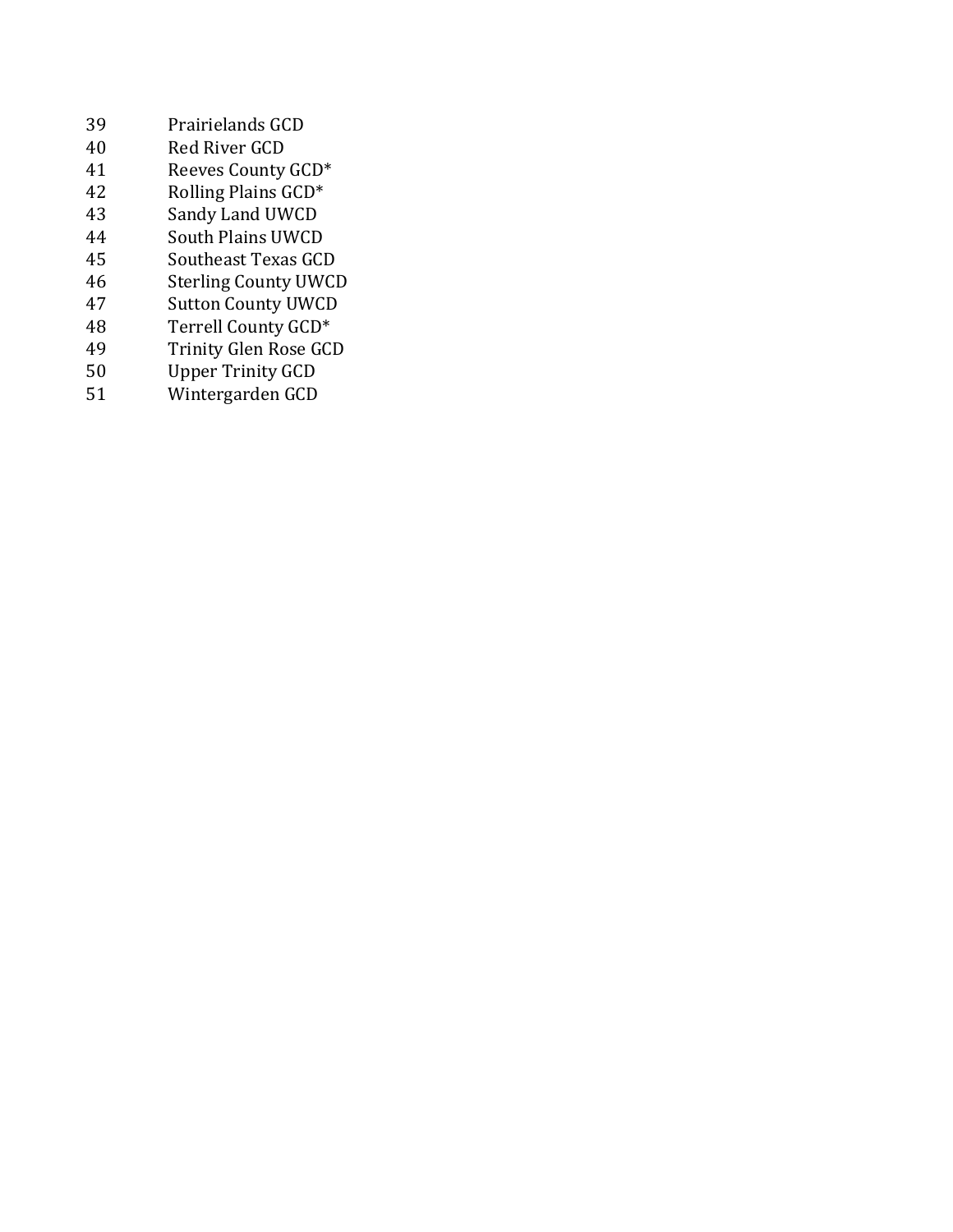| | |
|---|---|
| 39 | Prairielands GCD |
| 40 | Red River GCD |
| 41 | Reeves County GCD* |
| 42 | Rolling Plains GCD* |
| 43 | Sandy Land UWCD |
| 44 | South Plains UWCD |
| 45 | Southeast Texas GCD |
| 46 | Sterling County UWCD |
| 47 | Sutton County UWCD |
| 48 | Terrell County GCD* |
| 49 | Trinity Glen Rose GCD |
| 50 | Upper Trinity GCD |
| 51 | Wintergarden GCD |